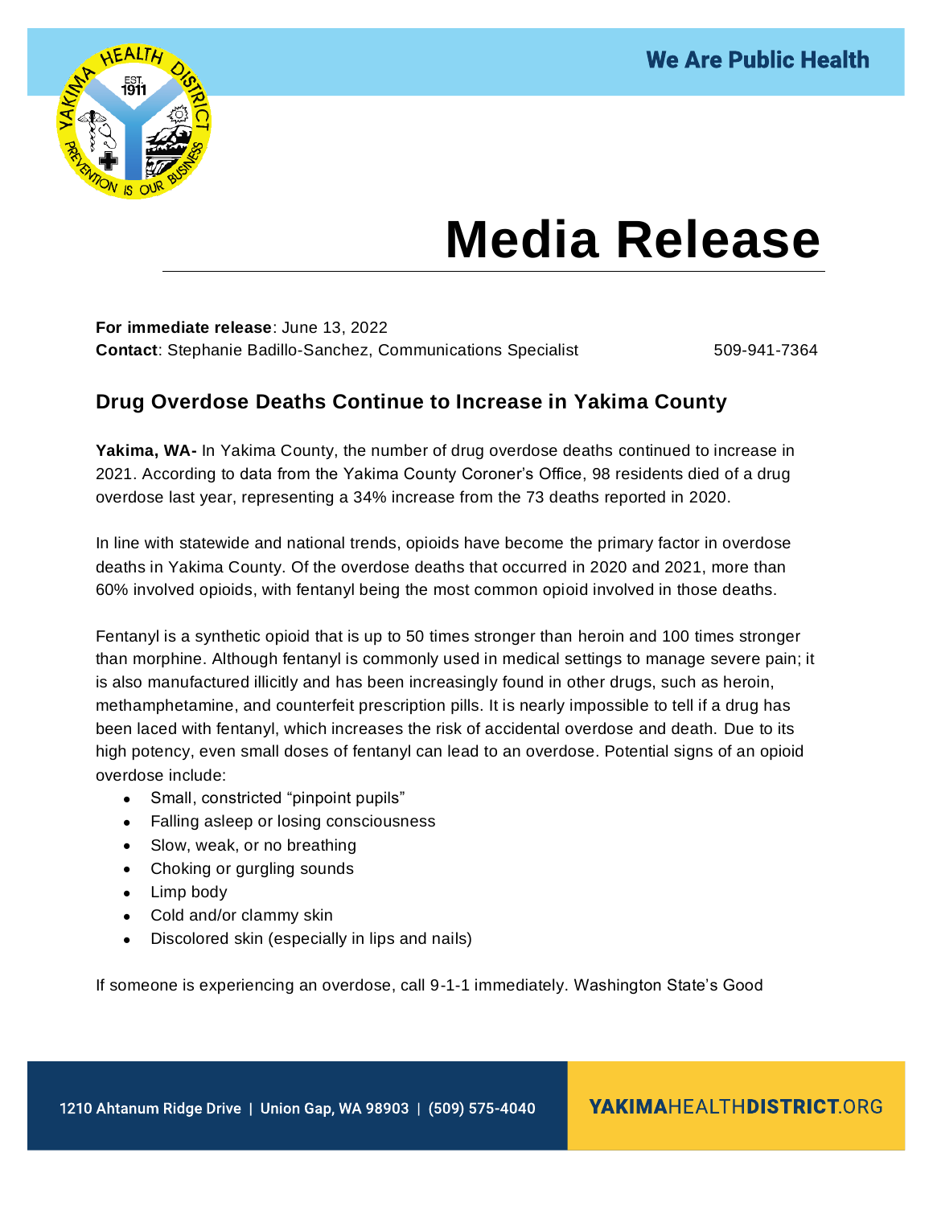# Media Release

**For immediate release**: June 13, 2022
**Contact**: Stephanie Badillo-Sanchez, Communications Specialist 509-941-7364

## Drug Overdose Deaths Continue to Increase in Yakima County

**Yakima, WA-** In Yakima County, the number of drug overdose deaths continued to increase in 2021. According to data from the Yakima County Coroner's Office, 98 residents died of a drug overdose last year, representing a 34% increase from the 73 deaths reported in 2020.

In line with statewide and national trends, opioids have become the primary factor in overdose deaths in Yakima County. Of the overdose deaths that occurred in 2020 and 2021, more than 60% involved opioids, with fentanyl being the most common opioid involved in those deaths.

Fentanyl is a synthetic opioid that is up to 50 times stronger than heroin and 100 times stronger than morphine. Although fentanyl is commonly used in medical settings to manage severe pain; it is also manufactured illicitly and has been increasingly found in other drugs, such as heroin, methamphetamine, and counterfeit prescription pills. It is nearly impossible to tell if a drug has been laced with fentanyl, which increases the risk of accidental overdose and death. Due to its high potency, even small doses of fentanyl can lead to an overdose. Potential signs of an opioid overdose include:

- Small, constricted "pinpoint pupils"
- Falling asleep or losing consciousness
- Slow, weak, or no breathing
- Choking or gurgling sounds
- Limp body
- Cold and/or clammy skin
- Discolored skin (especially in lips and nails)

If someone is experiencing an overdose, call 9-1-1 immediately. Washington State's Good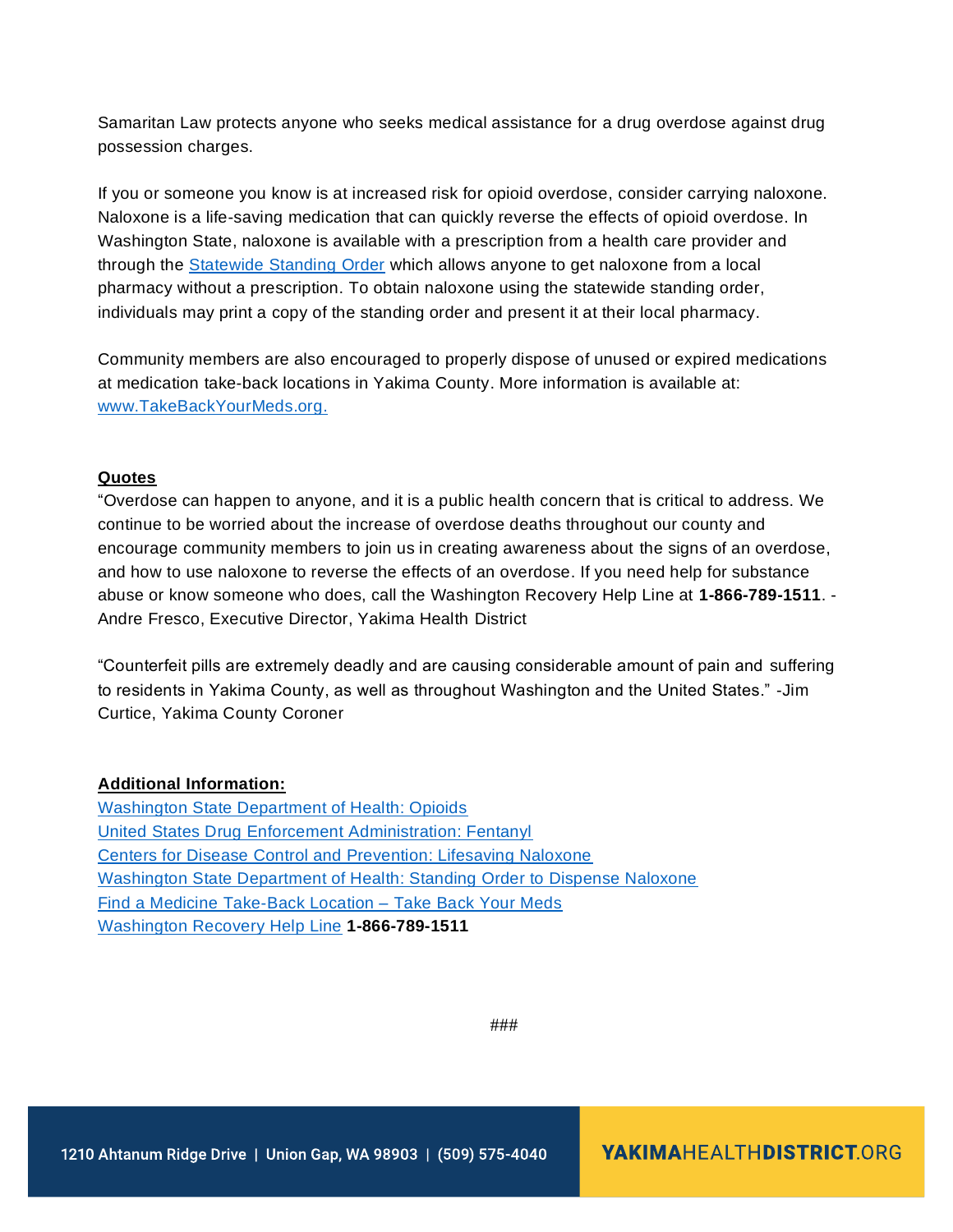Samaritan Law protects anyone who seeks medical assistance for a drug overdose against drug possession charges.

If you or someone you know is at increased risk for opioid overdose, consider carrying naloxone. Naloxone is a life-saving medication that can quickly reverse the effects of opioid overdose. In Washington State, naloxone is available with a prescription from a health care provider and through the [Statewide Standing Order](#) which allows anyone to get naloxone from a local pharmacy without a prescription. To obtain naloxone using the statewide standing order, individuals may print a copy of the standing order and present it at their local pharmacy.

Community members are also encouraged to properly dispose of unused or expired medications at medication take-back locations in Yakima County. More information is available at: [www.TakeBackYourMeds.org.](#)

**Quotes**

"Overdose can happen to anyone, and it is a public health concern that is critical to address. We continue to be worried about the increase of overdose deaths throughout our county and encourage community members to join us in creating awareness about the signs of an overdose, and how to use naloxone to reverse the effects of an overdose. If you need help for substance abuse or know someone who does, call the Washington Recovery Help Line at **1-866-789-1511**. - Andre Fresco, Executive Director, Yakima Health District

"Counterfeit pills are extremely deadly and are causing considerable amount of pain and suffering to residents in Yakima County, as well as throughout Washington and the United States." -Jim Curtice, Yakima County Coroner

**Additional Information:**

[Washington State Department of Health: Opioids](#)
[United States Drug Enforcement Administration: Fentanyl](#)
[Centers for Disease Control and Prevention: Lifesaving Naloxone](#)
[Washington State Department of Health: Standing Order to Dispense Naloxone](#)
[Find a Medicine Take-Back Location – Take Back Your Meds](#)
[Washington Recovery Help Line](#) **1-866-789-1511**

###

1210 Ahtanum Ridge Drive | Union Gap, WA 98903 | (509) 575-4040

YAKIMAHEALTHDISTRICT.ORG